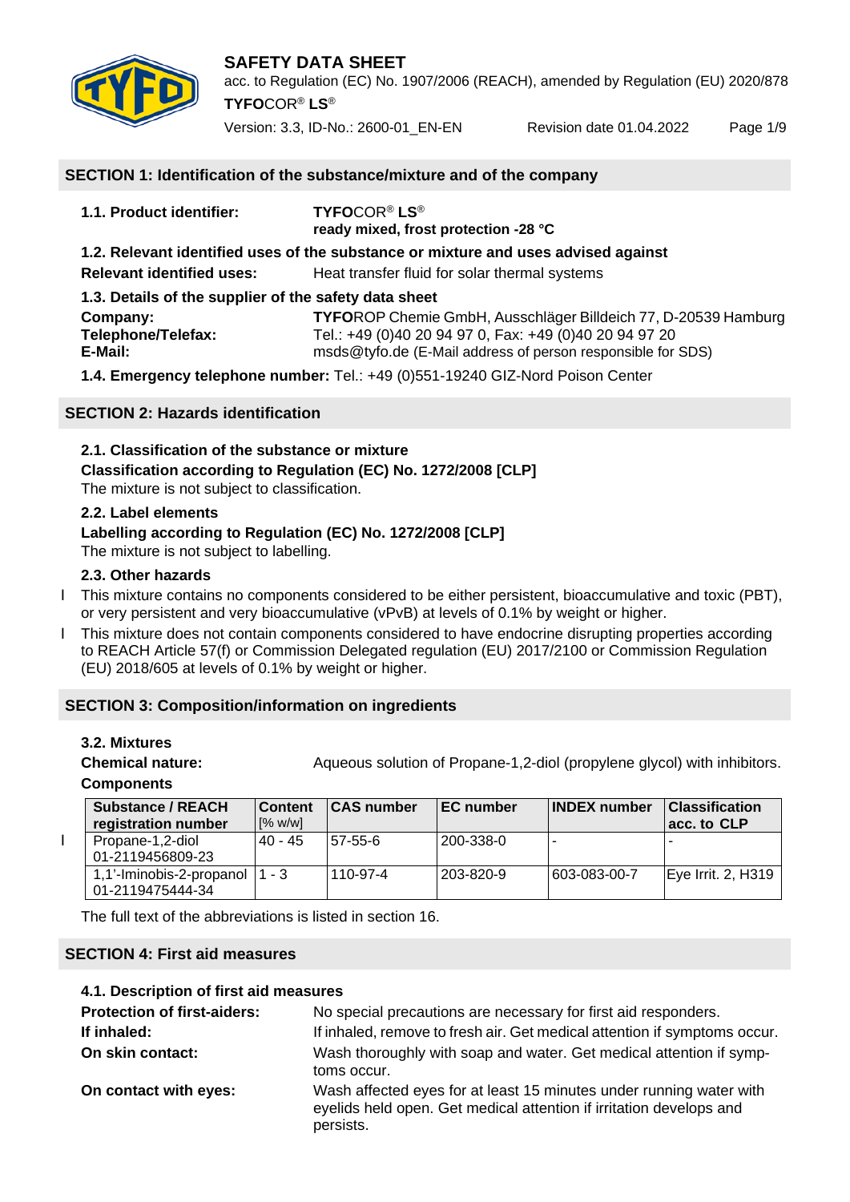# SAFETY DATA SHEET

acc. to Regulation (EC) No. 1907/2006 (REACH), amended by Regulation (EU) 2020/878

**TYFO**COR® **LS**®

Version: 3.3, ID-No.: 2600-01_EN-EN    Revision date 01.04.2022

## SECTION 1: Identification of the substance/mixture and of the company

**1.1. Product identifier:** **TYFO**COR® **LS**®
**ready mixed, frost protection -28 °C**

**1.2. Relevant identified uses of the substance or mixture and uses advised against**

**Relevant identified uses:** Heat transfer fluid for solar thermal systems

**1.3. Details of the supplier of the safety data sheet**

**Company:** **TYFO**ROP Chemie GmbH, Ausschläger Billdeich 77, D-20539 Hamburg
**Telephone/Telefax:** Tel.: +49 (0)40 20 94 97 0, Fax: +49 (0)40 20 94 97 20
**E-Mail:** msds@tyfo.de (E-Mail address of person responsible for SDS)

**1.4. Emergency telephone number:** Tel.: +49 (0)551-19240 GIZ-Nord Poison Center

## SECTION 2: Hazards identification

**2.1. Classification of the substance or mixture**

**Classification according to Regulation (EC) No. 1272/2008 [CLP]**

The mixture is not subject to classification.

**2.2. Label elements**

**Labelling according to Regulation (EC) No. 1272/2008 [CLP]**

The mixture is not subject to labelling.

**2.3. Other hazards**

This mixture contains no components considered to be either persistent, bioaccumulative and toxic (PBT), or very persistent and very bioaccumulative (vPvB) at levels of 0.1% by weight or higher.

This mixture does not contain components considered to have endocrine disrupting properties according to REACH Article 57(f) or Commission Delegated regulation (EU) 2017/2100 or Commission Regulation (EU) 2018/605 at levels of 0.1% by weight or higher.

## SECTION 3: Composition/information on ingredients

**3.2. Mixtures**

**Chemical nature:** Aqueous solution of Propane-1,2-diol (propylene glycol) with inhibitors.

**Components**

| Substance / REACH registration number | Content [% w/w] | CAS number | EC number | INDEX number | Classification acc. to CLP |
|---|---|---|---|---|---|
| Propane-1,2-diol 01-2119456809-23 | 40 - 45 | 57-55-6 | 200-338-0 | - | - |
| 1,1'-Iminobis-2-propanol 01-2119475444-34 | 1 - 3 | 110-97-4 | 203-820-9 | 603-083-00-7 | Eye Irrit. 2, H319 |

The full text of the abbreviations is listed in section 16.

## SECTION 4: First aid measures

**4.1. Description of first aid measures**

**Protection of first-aiders:** No special precautions are necessary for first aid responders.

**If inhaled:** If inhaled, remove to fresh air. Get medical attention if symptoms occur.

**On skin contact:** Wash thoroughly with soap and water. Get medical attention if symptoms occur.

**On contact with eyes:** Wash affected eyes for at least 15 minutes under running water with eyelids held open. Get medical attention if irritation develops and persists.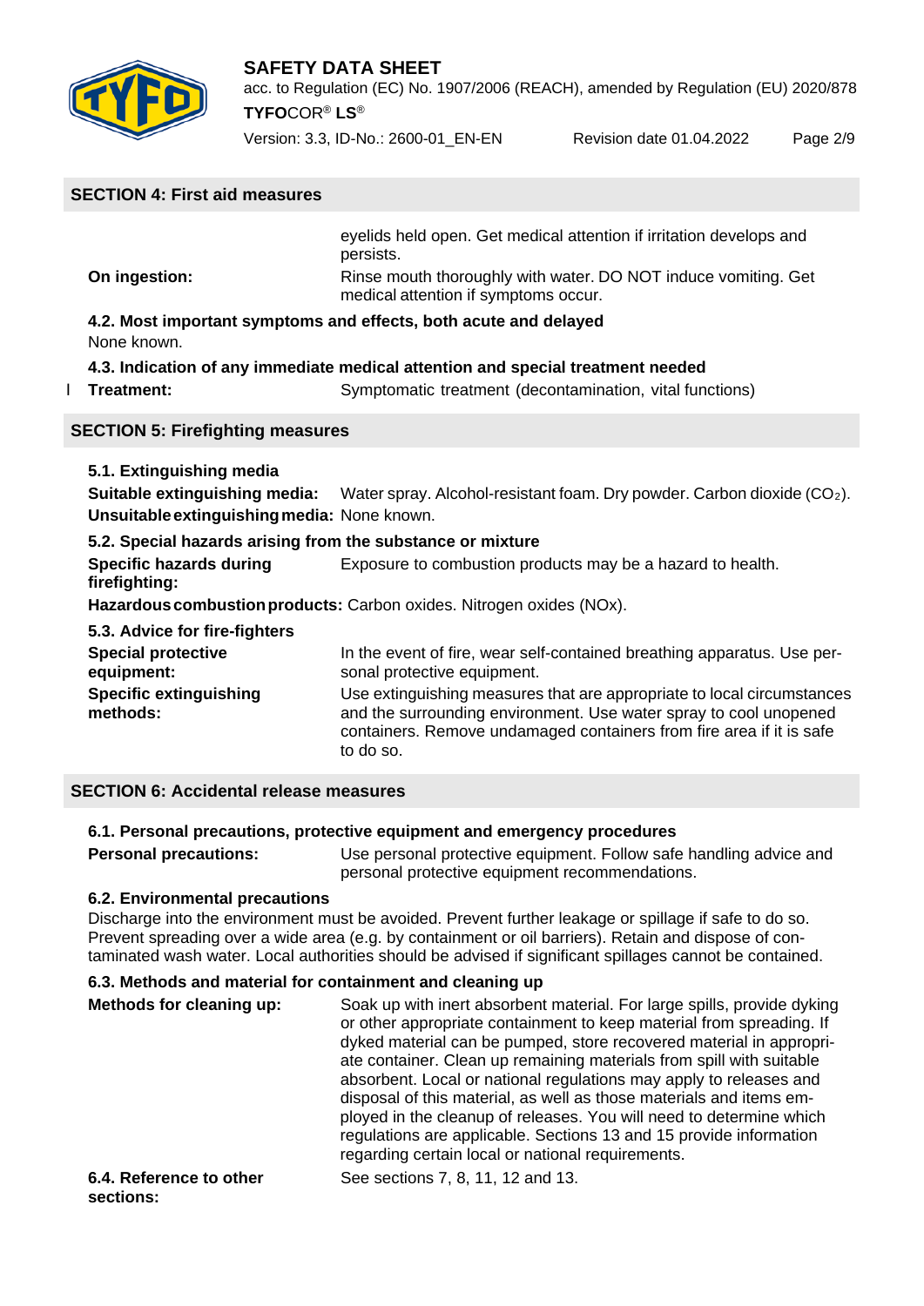## SECTION 4: First aid measures

eyelids held open. Get medical attention if irritation develops and persists.

**On ingestion:** Rinse mouth thoroughly with water. DO NOT induce vomiting. Get medical attention if symptoms occur.

### 4.2. Most important symptoms and effects, both acute and delayed

None known.

### 4.3. Indication of any immediate medical attention and special treatment needed

**Treatment:** Symptomatic treatment (decontamination, vital functions)

## SECTION 5: Firefighting measures

### 5.1. Extinguishing media

**Suitable extinguishing media:** Water spray. Alcohol-resistant foam. Dry powder. Carbon dioxide ($CO_2$).

**Unsuitable extinguishing media:** None known.

### 5.2. Special hazards arising from the substance or mixture

**Specific hazards during firefighting:** Exposure to combustion products may be a hazard to health.

**Hazardous combustion products:** Carbon oxides. Nitrogen oxides (NOx).

### 5.3. Advice for fire-fighters

**Special protective equipment:** In the event of fire, wear self-contained breathing apparatus. Use personal protective equipment.

**Specific extinguishing methods:** Use extinguishing measures that are appropriate to local circumstances and the surrounding environment. Use water spray to cool unopened containers. Remove undamaged containers from fire area if it is safe to do so.

## SECTION 6: Accidental release measures

### 6.1. Personal precautions, protective equipment and emergency procedures

**Personal precautions:** Use personal protective equipment. Follow safe handling advice and personal protective equipment recommendations.

### 6.2. Environmental precautions

Discharge into the environment must be avoided. Prevent further leakage or spillage if safe to do so. Prevent spreading over a wide area (e.g. by containment or oil barriers). Retain and dispose of contaminated wash water. Local authorities should be advised if significant spillages cannot be contained.

### 6.3. Methods and material for containment and cleaning up

**Methods for cleaning up:** Soak up with inert absorbent material. For large spills, provide dyking or other appropriate containment to keep material from spreading. If dyked material can be pumped, store recovered material in appropriate container. Clean up remaining materials from spill with suitable absorbent. Local or national regulations may apply to releases and disposal of this material, as well as those materials and items employed in the cleanup of releases. You will need to determine which regulations are applicable. Sections 13 and 15 provide information regarding certain local or national requirements.

**6.4. Reference to other sections:** See sections 7, 8, 11, 12 and 13.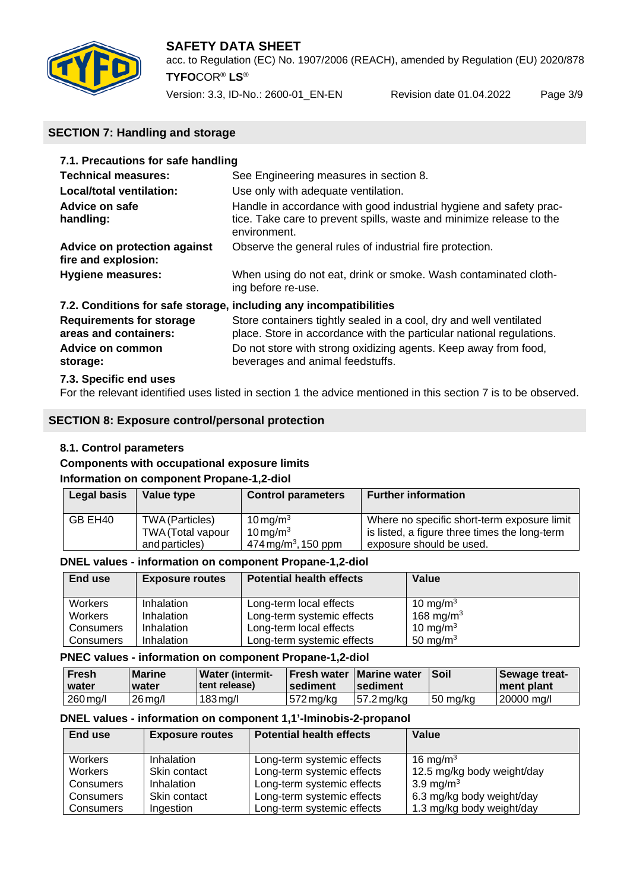## SECTION 7: Handling and storage

### 7.1. Precautions for safe handling

**Technical measures:** See Engineering measures in section 8.

**Local/total ventilation:** Use only with adequate ventilation.

**Advice on safe handling:** Handle in accordance with good industrial hygiene and safety practice. Take care to prevent spills, waste and minimize release to the environment.

**Advice on protection against fire and explosion:** Observe the general rules of industrial fire protection.

**Hygiene measures:** When using do not eat, drink or smoke. Wash contaminated clothing before re-use.

### 7.2. Conditions for safe storage, including any incompatibilities

**Requirements for storage areas and containers:** Store containers tightly sealed in a cool, dry and well ventilated place. Store in accordance with the particular national regulations.

**Advice on common storage:** Do not store with strong oxidizing agents. Keep away from food, beverages and animal feedstuffs.

### 7.3. Specific end uses

For the relevant identified uses listed in section 1 the advice mentioned in this section 7 is to be observed.

## SECTION 8: Exposure control/personal protection

### 8.1. Control parameters

**Components with occupational exposure limits**

**Information on component Propane-1,2-diol**

| Legal basis | Value type | Control parameters | Further information |
|---|---|---|---|
| GB EH40 | TWA (Particles)<br>TWA (Total vapour and particles) | 10 mg/m³<br>10 mg/m³<br>474 mg/m³, 150 ppm | Where no specific short-term exposure limit is listed, a figure three times the long-term exposure should be used. |

**DNEL values - information on component Propane-1,2-diol**

| End use | Exposure routes | Potential health effects | Value |
|---|---|---|---|
| Workers | Inhalation | Long-term local effects | 10 mg/m³ |
| Workers | Inhalation | Long-term systemic effects | 168 mg/m³ |
| Consumers | Inhalation | Long-term local effects | 10 mg/m³ |
| Consumers | Inhalation | Long-term systemic effects | 50 mg/m³ |

**PNEC values - information on component Propane-1,2-diol**

| Fresh water | Marine water | Water (intermittent release) | Fresh water sediment | Marine water sediment | Soil | Sewage treatment plant |
|---|---|---|---|---|---|---|
| 260 mg/l | 26 mg/l | 183 mg/l | 572 mg/kg | 57.2 mg/kg | 50 mg/kg | 20000 mg/l |

**DNEL values - information on component 1,1'-Iminobis-2-propanol**

| End use | Exposure routes | Potential health effects | Value |
|---|---|---|---|
| Workers | Inhalation | Long-term systemic effects | 16 mg/m³ |
| Workers | Skin contact | Long-term systemic effects | 12.5 mg/kg body weight/day |
| Consumers | Inhalation | Long-term systemic effects | 3.9 mg/m³ |
| Consumers | Skin contact | Long-term systemic effects | 6.3 mg/kg body weight/day |
| Consumers | Ingestion | Long-term systemic effects | 1.3 mg/kg body weight/day |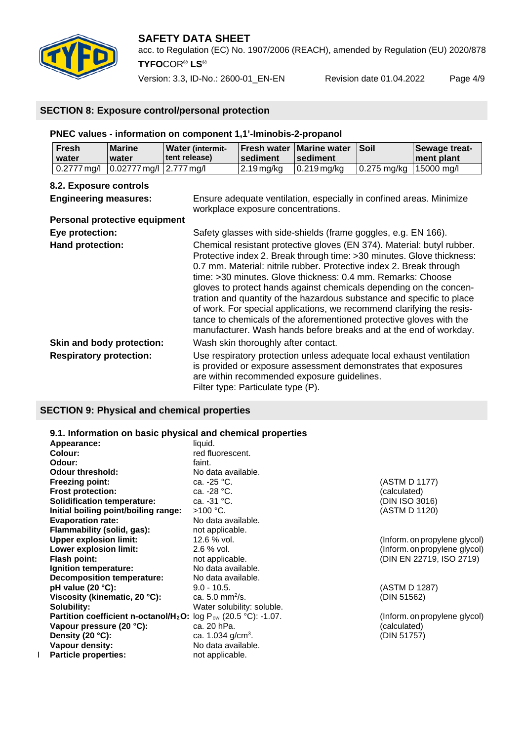## SECTION 8: Exposure control/personal protection

### PNEC values - information on component 1,1'-Iminobis-2-propanol

| Fresh water | Marine water | Water (intermittent release) | Fresh water sediment | Marine water sediment | Soil | Sewage treatment plant |
|---|---|---|---|---|---|---|
| 0.2777 mg/l | 0.02777 mg/l | 2.777 mg/l | 2.19 mg/kg | 0.219 mg/kg | 0.275 mg/kg | 15000 mg/l |

### 8.2. Exposure controls

**Engineering measures:** Ensure adequate ventilation, especially in confined areas. Minimize workplace exposure concentrations.

**Personal protective equipment**

**Eye protection:** Safety glasses with side-shields (frame goggles, e.g. EN 166).

**Hand protection:** Chemical resistant protective gloves (EN 374). Material: butyl rubber. Protective index 2. Break through time: >30 minutes. Glove thickness: 0.7 mm. Material: nitrile rubber. Protective index 2. Break through time: >30 minutes. Glove thickness: 0.4 mm. Remarks: Choose gloves to protect hands against chemicals depending on the concentration and quantity of the hazardous substance and specific to place of work. For special applications, we recommend clarifying the resistance to chemicals of the aforementioned protective gloves with the manufacturer. Wash hands before breaks and at the end of workday.

**Skin and body protection:** Wash skin thoroughly after contact.

**Respiratory protection:** Use respiratory protection unless adequate local exhaust ventilation is provided or exposure assessment demonstrates that exposures are within recommended exposure guidelines.
Filter type: Particulate type (P).

## SECTION 9: Physical and chemical properties

### 9.1. Information on basic physical and chemical properties

| | | |
|---|---|---|
| **Appearance:** | liquid. | |
| **Colour:** | red fluorescent. | |
| **Odour:** | faint. | |
| **Odour threshold:** | No data available. | |
| **Freezing point:** | ca. -25 °C. | (ASTM D 1177) |
| **Frost protection:** | ca. -28 °C. | (calculated) |
| **Solidification temperature:** | ca. -31 °C. | (DIN ISO 3016) |
| **Initial boiling point/boiling range:** | >100 °C. | (ASTM D 1120) |
| **Evaporation rate:** | No data available. | |
| **Flammability (solid, gas):** | not applicable. | |
| **Upper explosion limit:** | 12.6 % vol. | (Inform. on propylene glycol) |
| **Lower explosion limit:** | 2.6 % vol. | (Inform. on propylene glycol) |
| **Flash point:** | not applicable. | (DIN EN 22719, ISO 2719) |
| **Ignition temperature:** | No data available. | |
| **Decomposition temperature:** | No data available. | |
| **pH value (20 °C):** | 9.0 - 10.5. | (ASTM D 1287) |
| **Viscosity (kinematic, 20 °C):** | ca. 5.0 $mm^2/s$. | (DIN 51562) |
| **Solubility:** | Water solubility: soluble. | |
| **Partition coefficient n-octanol/$H_2O$:** | log $P_{ow}$ (20.5 °C): -1.07. | (Inform. on propylene glycol) |
| **Vapour pressure (20 °C):** | ca. 20 hPa. | (calculated) |
| **Density (20 °C):** | ca. 1.034 $g/cm^3$. | (DIN 51757) |
| **Vapour density:** | No data available. | |
| **Particle properties:** | not applicable. | |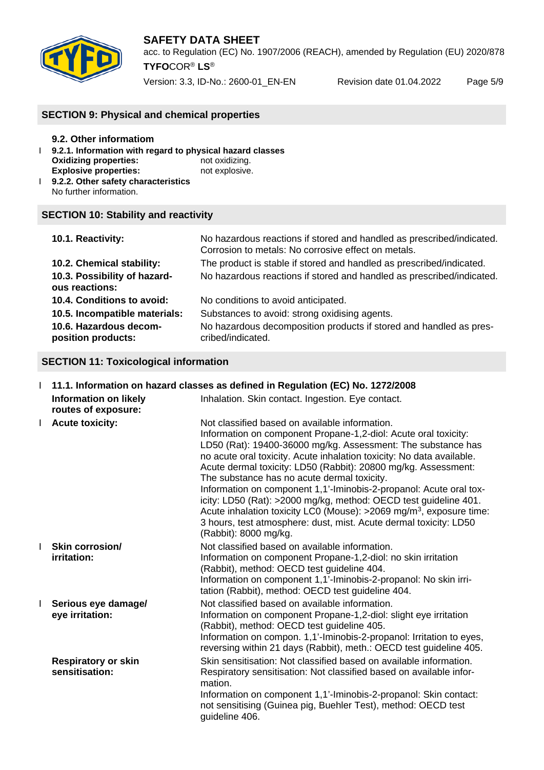## SECTION 9: Physical and chemical properties

### 9.2. Other information

**9.2.1. Information with regard to physical hazard classes**

**Oxidizing properties:** not oxidizing.

**Explosive properties:** not explosive.

**9.2.2. Other safety characteristics**

No further information.

## SECTION 10: Stability and reactivity

**10.1. Reactivity:** No hazardous reactions if stored and handled as prescribed/indicated. Corrosion to metals: No corrosive effect on metals.

**10.2. Chemical stability:** The product is stable if stored and handled as prescribed/indicated.

**10.3. Possibility of hazardous reactions:** No hazardous reactions if stored and handled as prescribed/indicated.

**10.4. Conditions to avoid:** No conditions to avoid anticipated.

**10.5. Incompatible materials:** Substances to avoid: strong oxidising agents.

**10.6. Hazardous decomposition products:** No hazardous decomposition products if stored and handled as prescribed/indicated.

## SECTION 11: Toxicological information

**11.1. Information on hazard classes as defined in Regulation (EC) No. 1272/2008**

**Information on likely routes of exposure:** Inhalation. Skin contact. Ingestion. Eye contact.

**Acute toxicity:** Not classified based on available information.
Information on component Propane-1,2-diol: Acute oral toxicity: LD50 (Rat): 19400-36000 mg/kg. Assessment: The substance has no acute oral toxicity. Acute inhalation toxicity: No data available. Acute dermal toxicity: LD50 (Rabbit): 20800 mg/kg. Assessment: The substance has no acute dermal toxicity.
Information on component 1,1'-Iminobis-2-propanol: Acute oral toxicity: LD50 (Rat): >2000 mg/kg, method: OECD test guideline 401. Acute inhalation toxicity LC0 (Mouse): >2069 mg/m$^3$, exposure time: 3 hours, test atmosphere: dust, mist. Acute dermal toxicity: LD50 (Rabbit): 8000 mg/kg.

**Skin corrosion/ irritation:** Not classified based on available information.
Information on component Propane-1,2-diol: no skin irritation (Rabbit), method: OECD test guideline 404.
Information on component 1,1'-Iminobis-2-propanol: No skin irritation (Rabbit), method: OECD test guideline 404.

**Serious eye damage/ eye irritation:** Not classified based on available information.
Information on component Propane-1,2-diol: slight eye irritation (Rabbit), method: OECD test guideline 405.
Information on compon. 1,1'-Iminobis-2-propanol: Irritation to eyes, reversing within 21 days (Rabbit), meth.: OECD test guideline 405.

**Respiratory or skin sensitisation:** Skin sensitisation: Not classified based on available information.
Respiratory sensitisation: Not classified based on available information.
Information on component 1,1'-Iminobis-2-propanol: Skin contact: not sensitising (Guinea pig, Buehler Test), method: OECD test guideline 406.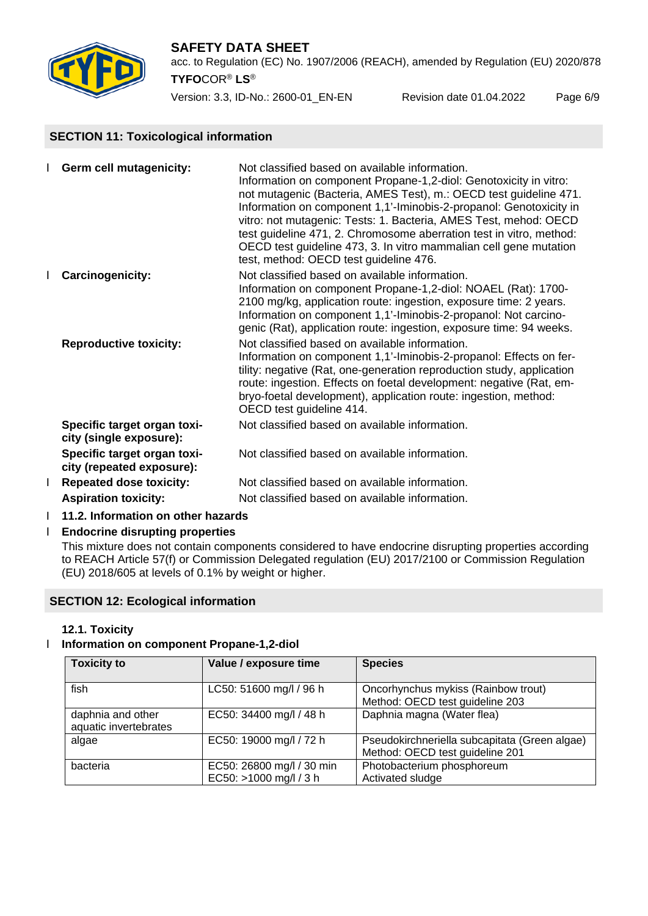## SECTION 11: Toxicological information

**Germ cell mutagenicity:** Not classified based on available information. Information on component Propane-1,2-diol: Genotoxicity in vitro: not mutagenic (Bacteria, AMES Test), m.: OECD test guideline 471. Information on component 1,1'-Iminobis-2-propanol: Genotoxicity in vitro: not mutagenic: Tests: 1. Bacteria, AMES Test, mehod: OECD test guideline 471, 2. Chromosome aberration test in vitro, method: OECD test guideline 473, 3. In vitro mammalian cell gene mutation test, method: OECD test guideline 476.

**Carcinogenicity:** Not classified based on available information. Information on component Propane-1,2-diol: NOAEL (Rat): 1700-2100 mg/kg, application route: ingestion, exposure time: 2 years. Information on component 1,1'-Iminobis-2-propanol: Not carcinogenic (Rat), application route: ingestion, exposure time: 94 weeks.

**Reproductive toxicity:** Not classified based on available information. Information on component 1,1'-Iminobis-2-propanol: Effects on fertility: negative (Rat, one-generation reproduction study, application route: ingestion. Effects on foetal development: negative (Rat, embryo-foetal development), application route: ingestion, method: OECD test guideline 414.

**Specific target organ toxicity (single exposure):** Not classified based on available information.

**Specific target organ toxicity (repeated exposure):** Not classified based on available information.

**Repeated dose toxicity:** Not classified based on available information.

**Aspiration toxicity:** Not classified based on available information.

**11.2. Information on other hazards**

**Endocrine disrupting properties**

This mixture does not contain components considered to have endocrine disrupting properties according to REACH Article 57(f) or Commission Delegated regulation (EU) 2017/2100 or Commission Regulation (EU) 2018/605 at levels of 0.1% by weight or higher.

## SECTION 12: Ecological information

**12.1. Toxicity**

**Information on component Propane-1,2-diol**

| Toxicity to | Value / exposure time | Species |
|---|---|---|
| fish | LC50: 51600 mg/l / 96 h | Oncorhynchus mykiss (Rainbow trout) Method: OECD test guideline 203 |
| daphnia and other aquatic invertebrates | EC50: 34400 mg/l / 48 h | Daphnia magna (Water flea) |
| algae | EC50: 19000 mg/l / 72 h | Pseudokirchneriella subcapitata (Green algae) Method: OECD test guideline 201 |
| bacteria | EC50: 26800 mg/l / 30 min<br>EC50: >1000 mg/l / 3 h | Photobacterium phosphoreum<br>Activated sludge |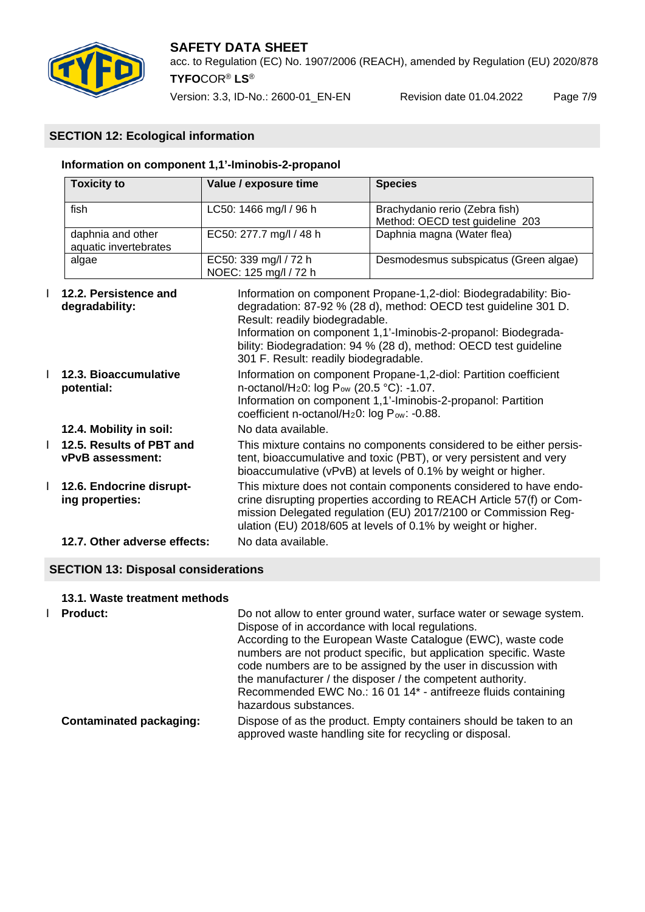## SECTION 12: Ecological information

**Information on component 1,1'-Iminobis-2-propanol**

| Toxicity to | Value / exposure time | Species |
|---|---|---|
| fish | LC50: 1466 mg/l / 96 h | Brachydanio rerio (Zebra fish) Method: OECD test guideline 203 |
| daphnia and other aquatic invertebrates | EC50: 277.7 mg/l / 48 h | Daphnia magna (Water flea) |
| algae | EC50: 339 mg/l / 72 h NOEC: 125 mg/l / 72 h | Desmodesmus subspicatus (Green algae) |

**12.2. Persistence and degradability:** Information on component Propane-1,2-diol: Biodegradability: Biodegradation: 87-92 % (28 d), method: OECD test guideline 301 D. Result: readily biodegradable.
Information on component 1,1'-Iminobis-2-propanol: Biodegradability: Biodegradation: 94 % (28 d), method: OECD test guideline 301 F. Result: readily biodegradable.

**12.3. Bioaccumulative potential:** Information on component Propane-1,2-diol: Partition coefficient n-octanol/$H_2O$: log $P_{ow}$ (20.5 °C): -1.07.
Information on component 1,1'-Iminobis-2-propanol: Partition coefficient n-octanol/$H_2O$: log $P_{ow}$: -0.88.

**12.4. Mobility in soil:** No data available.

**12.5. Results of PBT and vPvB assessment:** This mixture contains no components considered to be either persistent, bioaccumulative and toxic (PBT), or very persistent and very bioaccumulative (vPvB) at levels of 0.1% by weight or higher.

**12.6. Endocrine disrupting properties:** This mixture does not contain components considered to have endocrine disrupting properties according to REACH Article 57(f) or Commission Delegated regulation (EU) 2017/2100 or Commission Regulation (EU) 2018/605 at levels of 0.1% by weight or higher.

**12.7. Other adverse effects:** No data available.

## SECTION 13: Disposal considerations

**13.1. Waste treatment methods**

**Product:** Do not allow to enter ground water, surface water or sewage system. Dispose of in accordance with local regulations.
According to the European Waste Catalogue (EWC), waste code numbers are not product specific, but application specific. Waste code numbers are to be assigned by the user in discussion with the manufacturer / the disposer / the competent authority.
Recommended EWC No.: 16 01 14* - antifreeze fluids containing hazardous substances.

**Contaminated packaging:** Dispose of as the product. Empty containers should be taken to an approved waste handling site for recycling or disposal.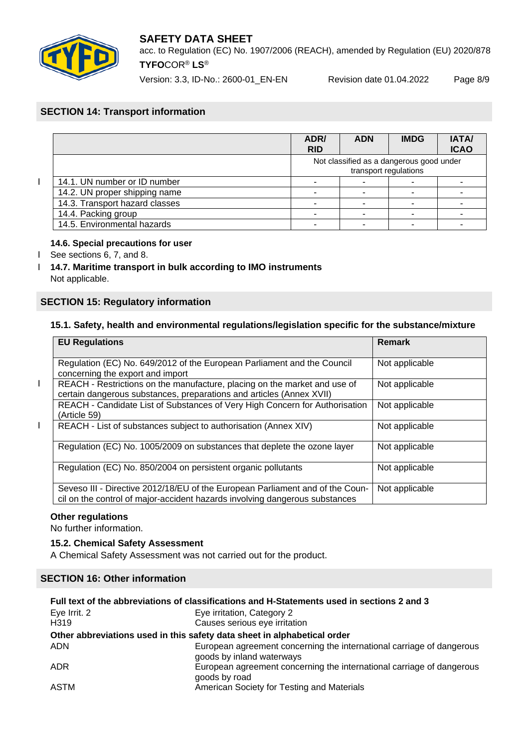## SECTION 14: Transport information

| | ADR/ RID | ADN | IMDG | IATA/ ICAO |
|---|---|---|---|---|
| | Not classified as a dangerous good under transport regulations | | | |
| 14.1. UN number or ID number | - | - | - | - |
| 14.2. UN proper shipping name | - | - | - | - |
| 14.3. Transport hazard classes | - | - | - | - |
| 14.4. Packing group | - | - | - | - |
| 14.5. Environmental hazards | - | - | - | - |

**14.6. Special precautions for user**

See sections 6, 7, and 8.

**14.7. Maritime transport in bulk according to IMO instruments**

Not applicable.

## SECTION 15: Regulatory information

**15.1. Safety, health and environmental regulations/legislation specific for the substance/mixture**

| EU Regulations | Remark |
|---|---|
| Regulation (EC) No. 649/2012 of the European Parliament and the Council concerning the export and import | Not applicable |
| REACH - Restrictions on the manufacture, placing on the market and use of certain dangerous substances, preparations and articles (Annex XVII) | Not applicable |
| REACH - Candidate List of Substances of Very High Concern for Authorisation (Article 59) | Not applicable |
| REACH - List of substances subject to authorisation (Annex XIV) | Not applicable |
| Regulation (EC) No. 1005/2009 on substances that deplete the ozone layer | Not applicable |
| Regulation (EC) No. 850/2004 on persistent organic pollutants | Not applicable |
| Seveso III - Directive 2012/18/EU of the European Parliament and of the Council on the control of major-accident hazards involving dangerous substances | Not applicable |

**Other regulations**

No further information.

**15.2. Chemical Safety Assessment**

A Chemical Safety Assessment was not carried out for the product.

## SECTION 16: Other information

**Full text of the abbreviations of classifications and H-Statements used in sections 2 and 3**

| | |
|---|---|
| Eye Irrit. 2 | Eye irritation, Category 2 |
| H319 | Causes serious eye irritation |

**Other abbreviations used in this safety data sheet in alphabetical order**

| | |
|---|---|
| ADN | European agreement concerning the international carriage of dangerous goods by inland waterways |
| ADR | European agreement concerning the international carriage of dangerous goods by road |
| ASTM | American Society for Testing and Materials |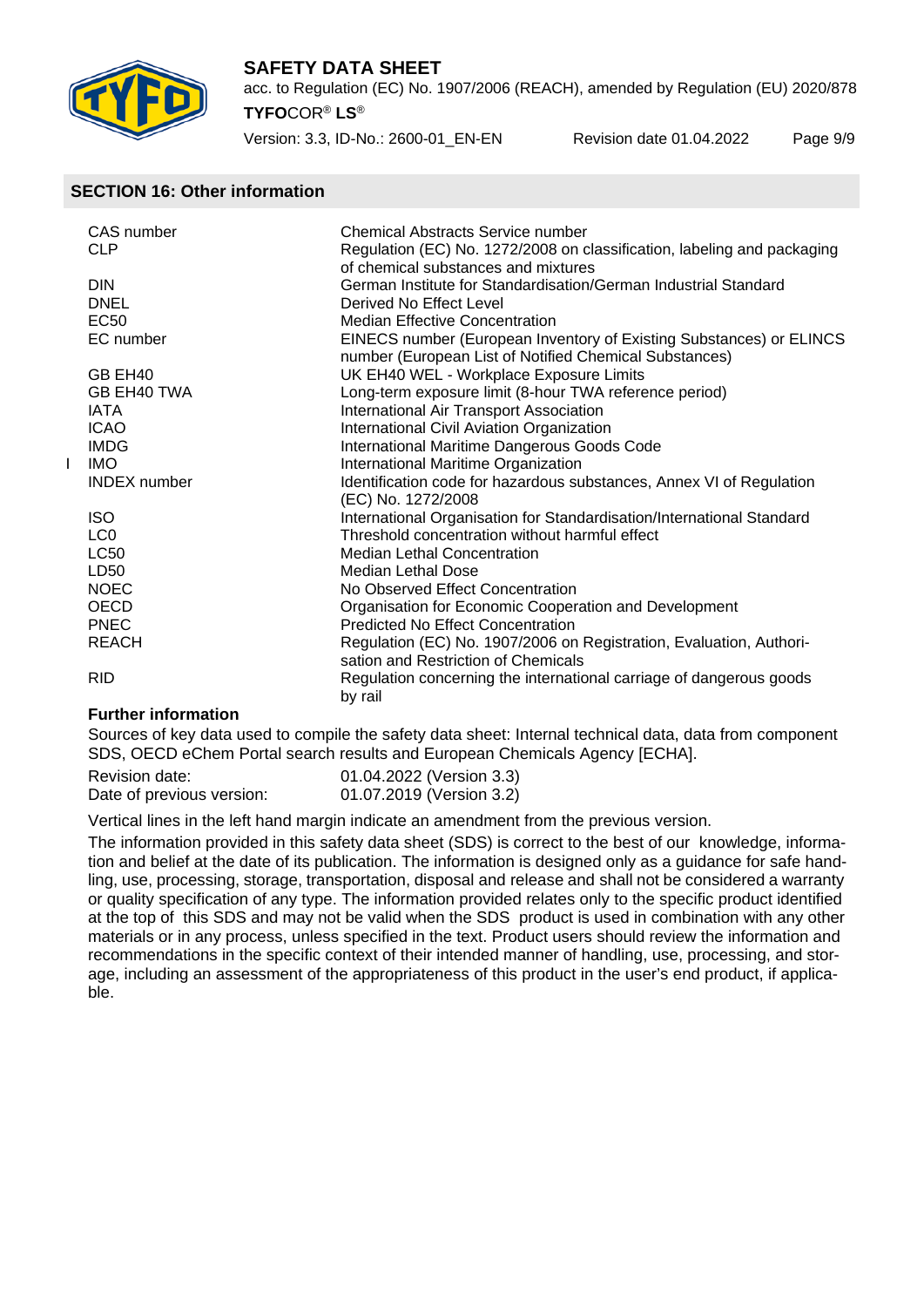## SECTION 16: Other information

| | |
|---|---|
| CAS number | Chemical Abstracts Service number |
| CLP | Regulation (EC) No. 1272/2008 on classification, labeling and packaging of chemical substances and mixtures |
| DIN | German Institute for Standardisation/German Industrial Standard |
| DNEL | Derived No Effect Level |
| EC50 | Median Effective Concentration |
| EC number | EINECS number (European Inventory of Existing Substances) or ELINCS number (European List of Notified Chemical Substances) |
| GB EH40 | UK EH40 WEL - Workplace Exposure Limits |
| GB EH40 TWA | Long-term exposure limit (8-hour TWA reference period) |
| IATA | International Air Transport Association |
| ICAO | International Civil Aviation Organization |
| IMDG | International Maritime Dangerous Goods Code |
| IMO | International Maritime Organization |
| INDEX number | Identification code for hazardous substances, Annex VI of Regulation (EC) No. 1272/2008 |
| ISO | International Organisation for Standardisation/International Standard |
| LC0 | Threshold concentration without harmful effect |
| LC50 | Median Lethal Concentration |
| LD50 | Median Lethal Dose |
| NOEC | No Observed Effect Concentration |
| OECD | Organisation for Economic Cooperation and Development |
| PNEC | Predicted No Effect Concentration |
| REACH | Regulation (EC) No. 1907/2006 on Registration, Evaluation, Authorisation and Restriction of Chemicals |
| RID | Regulation concerning the international carriage of dangerous goods by rail |

**Further information**

Sources of key data used to compile the safety data sheet: Internal technical data, data from component SDS, OECD eChem Portal search results and European Chemicals Agency [ECHA].

| | |
|---|---|
| Revision date: | 01.04.2022 (Version 3.3) |
| Date of previous version: | 01.07.2019 (Version 3.2) |

Vertical lines in the left hand margin indicate an amendment from the previous version.

The information provided in this safety data sheet (SDS) is correct to the best of our knowledge, information and belief at the date of its publication. The information is designed only as a guidance for safe handling, use, processing, storage, transportation, disposal and release and shall not be considered a warranty or quality specification of any type. The information provided relates only to the specific product identified at the top of this SDS and may not be valid when the SDS product is used in combination with any other materials or in any process, unless specified in the text. Product users should review the information and recommendations in the specific context of their intended manner of handling, use, processing, and storage, including an assessment of the appropriateness of this product in the user's end product, if applicable.